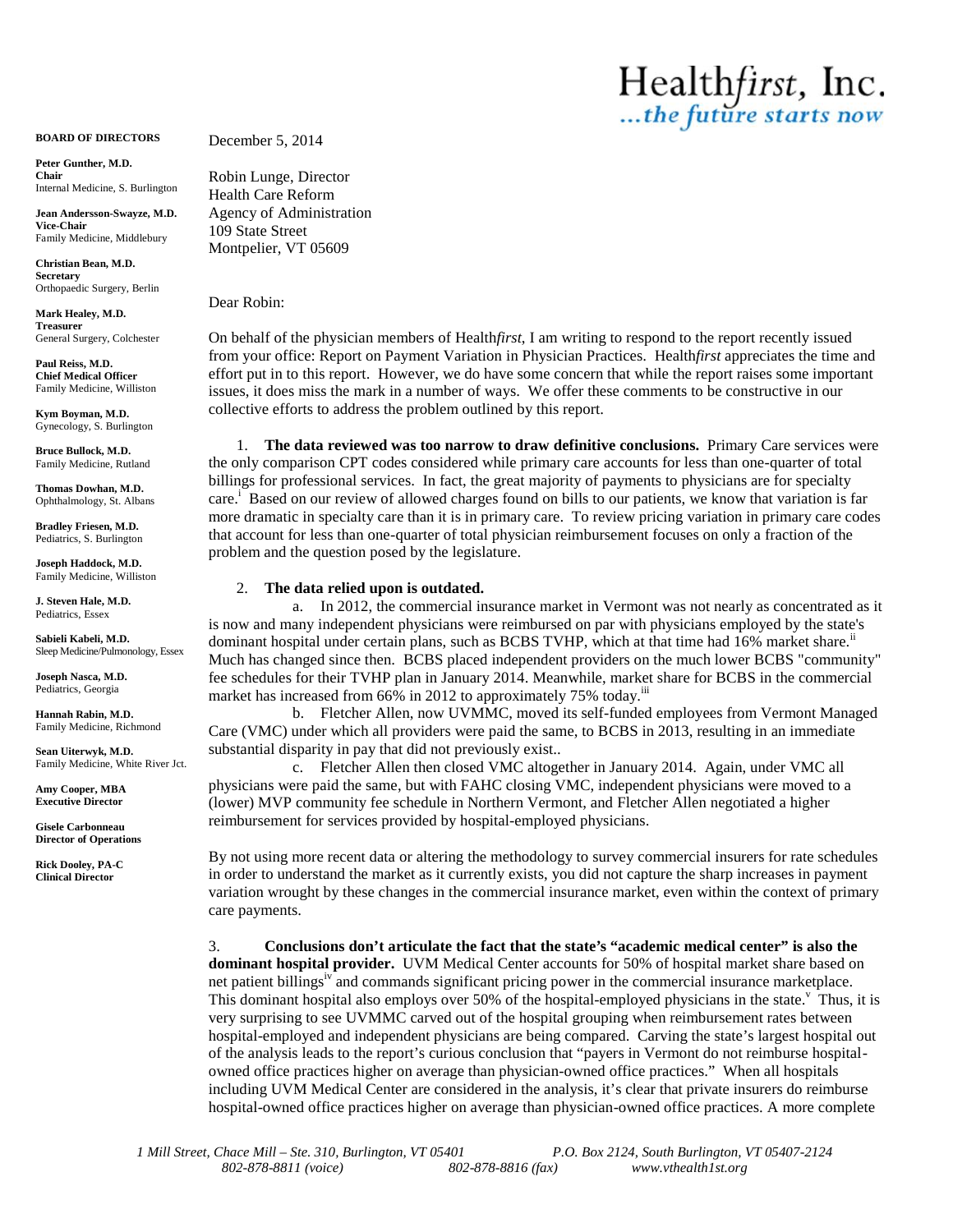# Health*first*, Inc.
*...the future starts now*

**BOARD OF DIRECTORS**

**Peter Gunther, M.D.**
**Chair**
Internal Medicine, S. Burlington

**Jean Andersson-Swayze, M.D.**
**Vice-Chair**
Family Medicine, Middlebury

**Christian Bean, M.D.**
**Secretary**
Orthopaedic Surgery, Berlin

**Mark Healey, M.D.**
**Treasurer**
General Surgery, Colchester

**Paul Reiss, M.D.**
**Chief Medical Officer**
Family Medicine, Williston

**Kym Boyman, M.D.**
Gynecology, S. Burlington

**Bruce Bullock, M.D.**
Family Medicine, Rutland

**Thomas Dowhan, M.D.**
Ophthalmology, St. Albans

**Bradley Friesen, M.D.**
Pediatrics, S. Burlington

**Joseph Haddock, M.D.**
Family Medicine, Williston

**J. Steven Hale, M.D.**
Pediatrics, Essex

**Sabieli Kabeli, M.D.**
Sleep Medicine/Pulmonology, Essex

**Joseph Nasca, M.D.**
Pediatrics, Georgia

**Hannah Rabin, M.D.**
Family Medicine, Richmond

**Sean Uiterwyk, M.D.**
Family Medicine, White River Jct.

**Amy Cooper, MBA**
**Executive Director**

**Gisele Carbonneau**
**Director of Operations**

**Rick Dooley, PA-C**
**Clinical Director**

December 5, 2014

Robin Lunge, Director
Health Care Reform
Agency of Administration
109 State Street
Montpelier, VT 05609

Dear Robin:

On behalf of the physician members of Health*first*, I am writing to respond to the report recently issued from your office: Report on Payment Variation in Physician Practices. Health*first* appreciates the time and effort put in to this report. However, we do have some concern that while the report raises some important issues, it does miss the mark in a number of ways. We offer these comments to be constructive in our collective efforts to address the problem outlined by this report.

1. **The data reviewed was too narrow to draw definitive conclusions.** Primary Care services were the only comparison CPT codes considered while primary care accounts for less than one-quarter of total billings for professional services. In fact, the great majority of payments to physicians are for specialty care.[i] Based on our review of allowed charges found on bills to our patients, we know that variation is far more dramatic in specialty care than it is in primary care. To review pricing variation in primary care codes that account for less than one-quarter of total physician reimbursement focuses on only a fraction of the problem and the question posed by the legislature.

2. **The data relied upon is outdated.**
   a. In 2012, the commercial insurance market in Vermont was not nearly as concentrated as it is now and many independent physicians were reimbursed on par with physicians employed by the state's dominant hospital under certain plans, such as BCBS TVHP, which at that time had 16% market share.[ii] Much has changed since then. BCBS placed independent providers on the much lower BCBS "community" fee schedules for their TVHP plan in January 2014. Meanwhile, market share for BCBS in the commercial market has increased from 66% in 2012 to approximately 75% today.[iii]
   b. Fletcher Allen, now UVMMC, moved its self-funded employees from Vermont Managed Care (VMC) under which all providers were paid the same, to BCBS in 2013, resulting in an immediate substantial disparity in pay that did not previously exist..
   c. Fletcher Allen then closed VMC altogether in January 2014. Again, under VMC all physicians were paid the same, but with FAHC closing VMC, independent physicians were moved to a (lower) MVP community fee schedule in Northern Vermont, and Fletcher Allen negotiated a higher reimbursement for services provided by hospital-employed physicians.

By not using more recent data or altering the methodology to survey commercial insurers for rate schedules in order to understand the market as it currently exists, you did not capture the sharp increases in payment variation wrought by these changes in the commercial insurance market, even within the context of primary care payments.

3. **Conclusions don't articulate the fact that the state's "academic medical center" is also the dominant hospital provider.** UVM Medical Center accounts for 50% of hospital market share based on net patient billings[iv] and commands significant pricing power in the commercial insurance marketplace. This dominant hospital also employs over 50% of the hospital-employed physicians in the state.[v] Thus, it is very surprising to see UVMMC carved out of the hospital grouping when reimbursement rates between hospital-employed and independent physicians are being compared. Carving the state's largest hospital out of the analysis leads to the report's curious conclusion that "payers in Vermont do not reimburse hospital-owned office practices higher on average than physician-owned office practices." When all hospitals including UVM Medical Center are considered in the analysis, it's clear that private insurers do reimburse hospital-owned office practices higher on average than physician-owned office practices. A more complete

1 Mill Street, Chace Mill – Ste. 310, Burlington, VT 05401 | P.O. Box 2124, South Burlington, VT 05407-2124
802-878-8811 (voice) | 802-878-8816 (fax) | www.vthealth1st.org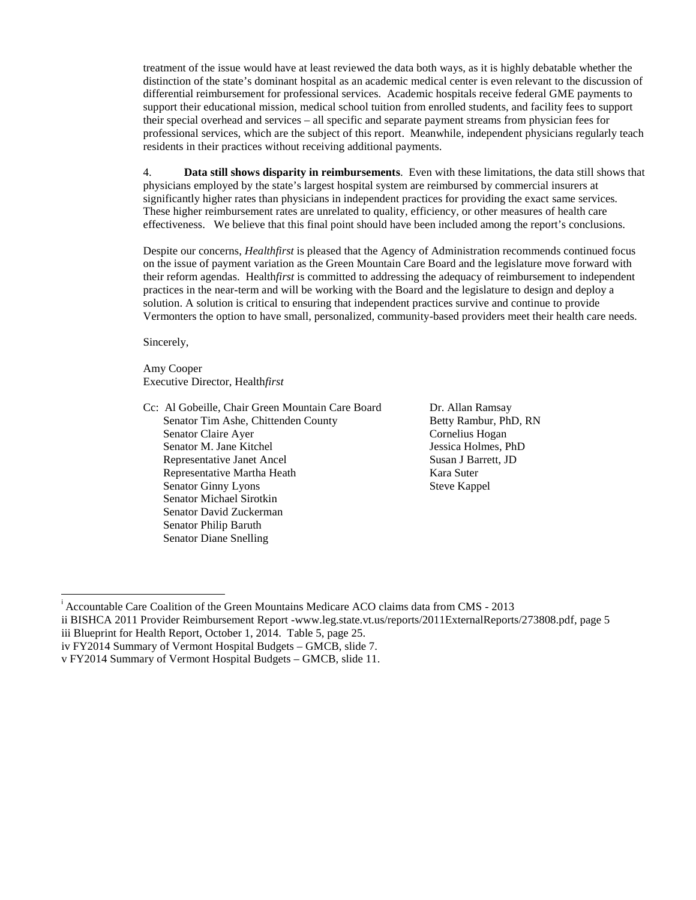treatment of the issue would have at least reviewed the data both ways, as it is highly debatable whether the distinction of the state's dominant hospital as an academic medical center is even relevant to the discussion of differential reimbursement for professional services. Academic hospitals receive federal GME payments to support their educational mission, medical school tuition from enrolled students, and facility fees to support their special overhead and services – all specific and separate payment streams from physician fees for professional services, which are the subject of this report. Meanwhile, independent physicians regularly teach residents in their practices without receiving additional payments.

4. **Data still shows disparity in reimbursements**. Even with these limitations, the data still shows that physicians employed by the state's largest hospital system are reimbursed by commercial insurers at significantly higher rates than physicians in independent practices for providing the exact same services. These higher reimbursement rates are unrelated to quality, efficiency, or other measures of health care effectiveness. We believe that this final point should have been included among the report's conclusions.

Despite our concerns, *Healthfirst* is pleased that the Agency of Administration recommends continued focus on the issue of payment variation as the Green Mountain Care Board and the legislature move forward with their reform agendas. Health*first* is committed to addressing the adequacy of reimbursement to independent practices in the near-term and will be working with the Board and the legislature to design and deploy a solution. A solution is critical to ensuring that independent practices survive and continue to provide Vermonters the option to have small, personalized, community-based providers meet their health care needs.

Sincerely,

Amy Cooper
Executive Director, Health*first*

Cc: Al Gobeille, Chair Green Mountain Care Board
Senator Tim Ashe, Chittenden County
Senator Claire Ayer
Senator M. Jane Kitchel
Representative Janet Ancel
Representative Martha Heath
Senator Ginny Lyons
Senator Michael Sirotkin
Senator David Zuckerman
Senator Philip Baruth
Senator Diane Snelling

Dr. Allan Ramsay
Betty Rambur, PhD, RN
Cornelius Hogan
Jessica Holmes, PhD
Susan J Barrett, JD
Kara Suter
Steve Kappel

---

[i] Accountable Care Coalition of the Green Mountains Medicare ACO claims data from CMS - 2013
ii BISHCA 2011 Provider Reimbursement Report -www.leg.state.vt.us/reports/2011ExternalReports/273808.pdf, page 5
iii Blueprint for Health Report, October 1, 2014. Table 5, page 25.
iv FY2014 Summary of Vermont Hospital Budgets – GMCB, slide 7.
v FY2014 Summary of Vermont Hospital Budgets – GMCB, slide 11.